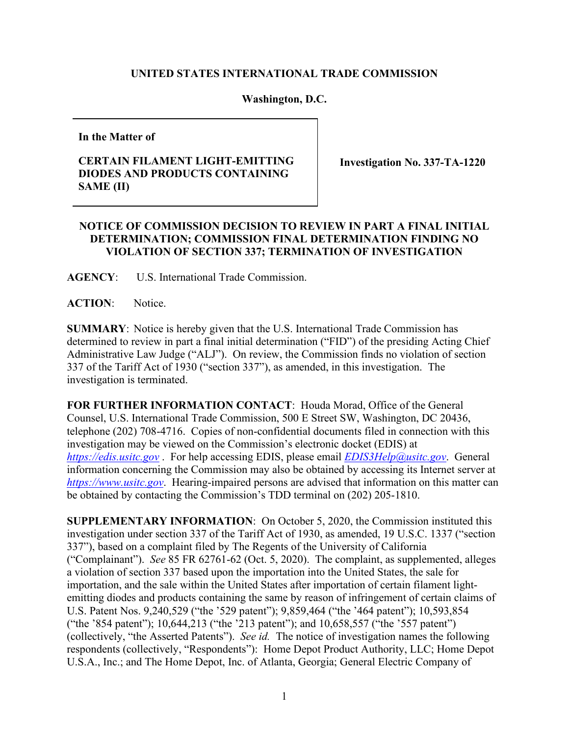**UNITED STATES INTERNATIONAL TRADE COMMISSION**

**Washington, D.C.**

| **In the Matter of**<br><br>**CERTAIN FILAMENT LIGHT-EMITTING DIODES AND PRODUCTS CONTAINING SAME (II)** | **Investigation No. 337-TA-1220** |
|---|---|

**NOTICE OF COMMISSION DECISION TO REVIEW IN PART A FINAL INITIAL DETERMINATION; COMMISSION FINAL DETERMINATION FINDING NO VIOLATION OF SECTION 337; TERMINATION OF INVESTIGATION**

**AGENCY**: U.S. International Trade Commission.

**ACTION**: Notice.

**SUMMARY**: Notice is hereby given that the U.S. International Trade Commission has determined to review in part a final initial determination ("FID") of the presiding Acting Chief Administrative Law Judge ("ALJ"). On review, the Commission finds no violation of section 337 of the Tariff Act of 1930 ("section 337"), as amended, in this investigation. The investigation is terminated.

**FOR FURTHER INFORMATION CONTACT**: Houda Morad, Office of the General Counsel, U.S. International Trade Commission, 500 E Street SW, Washington, DC 20436, telephone (202) 708-4716. Copies of non-confidential documents filed in connection with this investigation may be viewed on the Commission's electronic docket (EDIS) at *https://edis.usitc.gov* . For help accessing EDIS, please email *EDIS3Help@usitc.gov*. General information concerning the Commission may also be obtained by accessing its Internet server at *https://www.usitc.gov*. Hearing-impaired persons are advised that information on this matter can be obtained by contacting the Commission's TDD terminal on (202) 205-1810.

**SUPPLEMENTARY INFORMATION**: On October 5, 2020, the Commission instituted this investigation under section 337 of the Tariff Act of 1930, as amended, 19 U.S.C. 1337 ("section 337"), based on a complaint filed by The Regents of the University of California ("Complainant"). *See* 85 FR 62761-62 (Oct. 5, 2020). The complaint, as supplemented, alleges a violation of section 337 based upon the importation into the United States, the sale for importation, and the sale within the United States after importation of certain filament light-emitting diodes and products containing the same by reason of infringement of certain claims of U.S. Patent Nos. 9,240,529 ("the '529 patent"); 9,859,464 ("the '464 patent"); 10,593,854 ("the '854 patent"); 10,644,213 ("the '213 patent"); and 10,658,557 ("the '557 patent") (collectively, "the Asserted Patents"). *See id.* The notice of investigation names the following respondents (collectively, "Respondents"): Home Depot Product Authority, LLC; Home Depot U.S.A., Inc.; and The Home Depot, Inc. of Atlanta, Georgia; General Electric Company of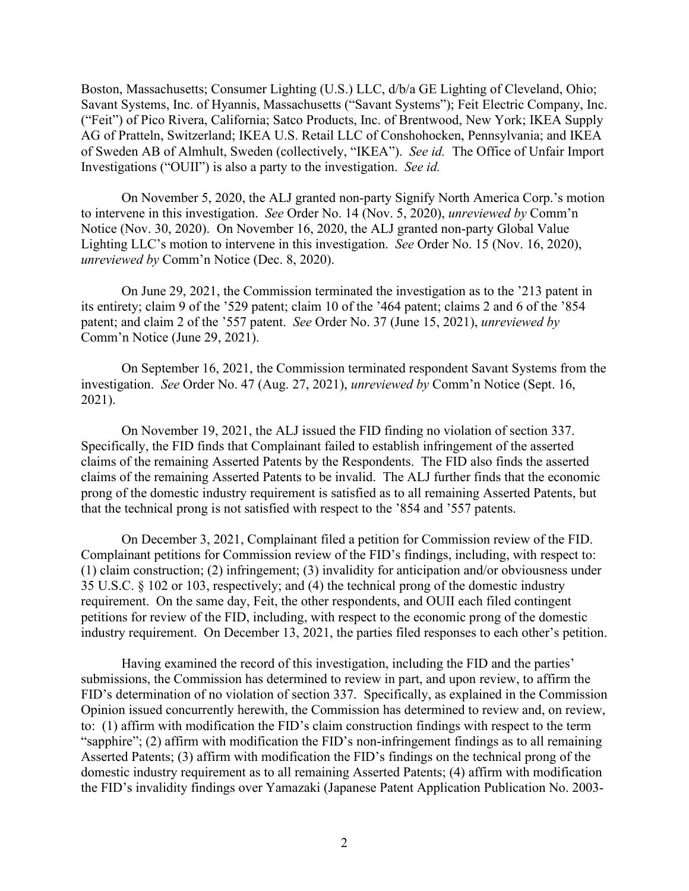Boston, Massachusetts; Consumer Lighting (U.S.) LLC, d/b/a GE Lighting of Cleveland, Ohio; Savant Systems, Inc. of Hyannis, Massachusetts ("Savant Systems"); Feit Electric Company, Inc. ("Feit") of Pico Rivera, California; Satco Products, Inc. of Brentwood, New York; IKEA Supply AG of Pratteln, Switzerland; IKEA U.S. Retail LLC of Conshohocken, Pennsylvania; and IKEA of Sweden AB of Almhult, Sweden (collectively, "IKEA"). *See id.* The Office of Unfair Import Investigations ("OUII") is also a party to the investigation. *See id.*

On November 5, 2020, the ALJ granted non-party Signify North America Corp.'s motion to intervene in this investigation. *See* Order No. 14 (Nov. 5, 2020), *unreviewed by* Comm'n Notice (Nov. 30, 2020). On November 16, 2020, the ALJ granted non-party Global Value Lighting LLC's motion to intervene in this investigation. *See* Order No. 15 (Nov. 16, 2020), *unreviewed by* Comm'n Notice (Dec. 8, 2020).

On June 29, 2021, the Commission terminated the investigation as to the '213 patent in its entirety; claim 9 of the '529 patent; claim 10 of the '464 patent; claims 2 and 6 of the '854 patent; and claim 2 of the '557 patent. *See* Order No. 37 (June 15, 2021), *unreviewed by* Comm'n Notice (June 29, 2021).

On September 16, 2021, the Commission terminated respondent Savant Systems from the investigation. *See* Order No. 47 (Aug. 27, 2021), *unreviewed by* Comm'n Notice (Sept. 16, 2021).

On November 19, 2021, the ALJ issued the FID finding no violation of section 337. Specifically, the FID finds that Complainant failed to establish infringement of the asserted claims of the remaining Asserted Patents by the Respondents. The FID also finds the asserted claims of the remaining Asserted Patents to be invalid. The ALJ further finds that the economic prong of the domestic industry requirement is satisfied as to all remaining Asserted Patents, but that the technical prong is not satisfied with respect to the '854 and '557 patents.

On December 3, 2021, Complainant filed a petition for Commission review of the FID. Complainant petitions for Commission review of the FID's findings, including, with respect to: (1) claim construction; (2) infringement; (3) invalidity for anticipation and/or obviousness under 35 U.S.C. § 102 or 103, respectively; and (4) the technical prong of the domestic industry requirement. On the same day, Feit, the other respondents, and OUII each filed contingent petitions for review of the FID, including, with respect to the economic prong of the domestic industry requirement. On December 13, 2021, the parties filed responses to each other's petition.

Having examined the record of this investigation, including the FID and the parties' submissions, the Commission has determined to review in part, and upon review, to affirm the FID's determination of no violation of section 337. Specifically, as explained in the Commission Opinion issued concurrently herewith, the Commission has determined to review and, on review, to: (1) affirm with modification the FID's claim construction findings with respect to the term "sapphire"; (2) affirm with modification the FID's non-infringement findings as to all remaining Asserted Patents; (3) affirm with modification the FID's findings on the technical prong of the domestic industry requirement as to all remaining Asserted Patents; (4) affirm with modification the FID's invalidity findings over Yamazaki (Japanese Patent Application Publication No. 2003-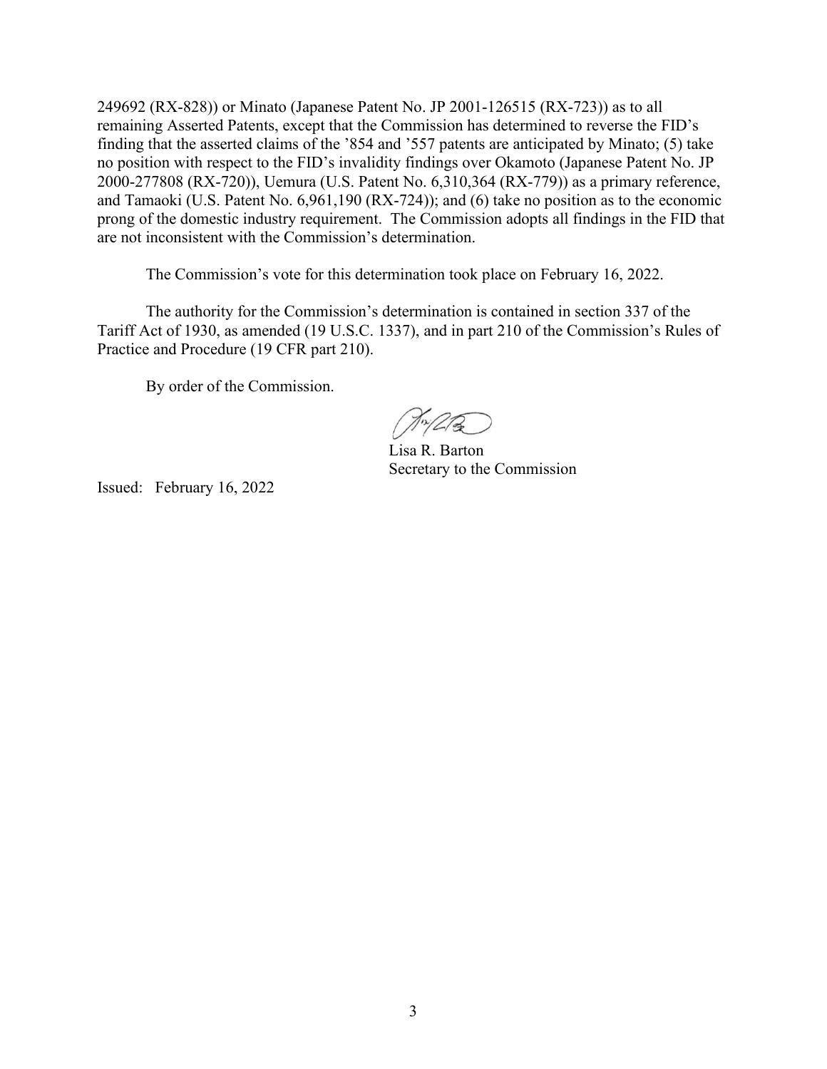249692 (RX-828)) or Minato (Japanese Patent No. JP 2001-126515 (RX-723)) as to all remaining Asserted Patents, except that the Commission has determined to reverse the FID's finding that the asserted claims of the '854 and '557 patents are anticipated by Minato; (5) take no position with respect to the FID's invalidity findings over Okamoto (Japanese Patent No. JP 2000-277808 (RX-720)), Uemura (U.S. Patent No. 6,310,364 (RX-779)) as a primary reference, and Tamaoki (U.S. Patent No. 6,961,190 (RX-724)); and (6) take no position as to the economic prong of the domestic industry requirement. The Commission adopts all findings in the FID that are not inconsistent with the Commission's determination.

The Commission's vote for this determination took place on February 16, 2022.

The authority for the Commission's determination is contained in section 337 of the Tariff Act of 1930, as amended (19 U.S.C. 1337), and in part 210 of the Commission's Rules of Practice and Procedure (19 CFR part 210).

By order of the Commission.

Lisa R. Barton
Secretary to the Commission

Issued: February 16, 2022